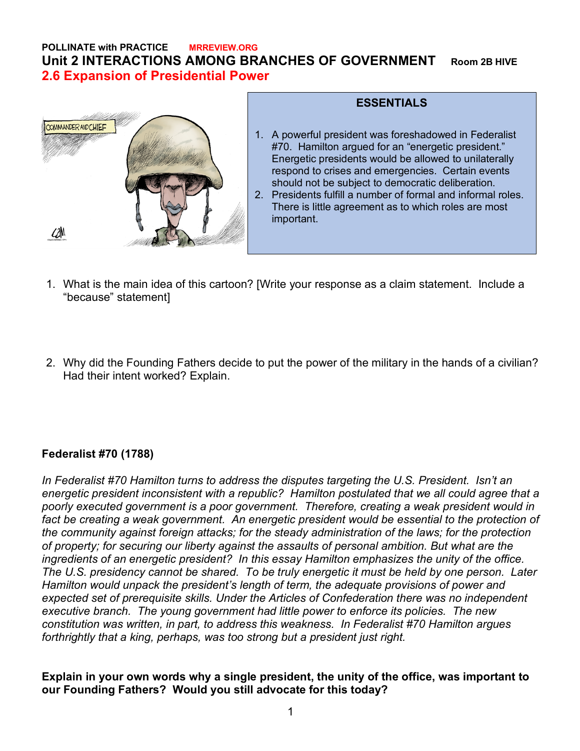**POLLINATE with PRACTICE** **MRREVIEW.ORG**

# Unit 2 INTERACTIONS AMONG BRANCHES OF GOVERNMENT **Room 2B HIVE**

## 2.6 Expansion of Presidential Power

**ESSENTIALS**

1. A powerful president was foreshadowed in Federalist #70. Hamilton argued for an "energetic president." Energetic presidents would be allowed to unilaterally respond to crises and emergencies. Certain events should not be subject to democratic deliberation.
2. Presidents fulfill a number of formal and informal roles. There is little agreement as to which roles are most important.

1. What is the main idea of this cartoon? [Write your response as a claim statement. Include a "because" statement]

2. Why did the Founding Fathers decide to put the power of the military in the hands of a civilian? Had their intent worked? Explain.

**Federalist #70 (1788)**

*In Federalist #70 Hamilton turns to address the disputes targeting the U.S. President. Isn't an energetic president inconsistent with a republic? Hamilton postulated that we all could agree that a poorly executed government is a poor government. Therefore, creating a weak president would in fact be creating a weak government. An energetic president would be essential to the protection of the community against foreign attacks; for the steady administration of the laws; for the protection of property; for securing our liberty against the assaults of personal ambition. But what are the ingredients of an energetic president? In this essay Hamilton emphasizes the unity of the office. The U.S. presidency cannot be shared. To be truly energetic it must be held by one person. Later Hamilton would unpack the president's length of term, the adequate provisions of power and expected set of prerequisite skills. Under the Articles of Confederation there was no independent executive branch. The young government had little power to enforce its policies. The new constitution was written, in part, to address this weakness. In Federalist #70 Hamilton argues forthrightly that a king, perhaps, was too strong but a president just right.*

**Explain in your own words why a single president, the unity of the office, was important to our Founding Fathers? Would you still advocate for this today?**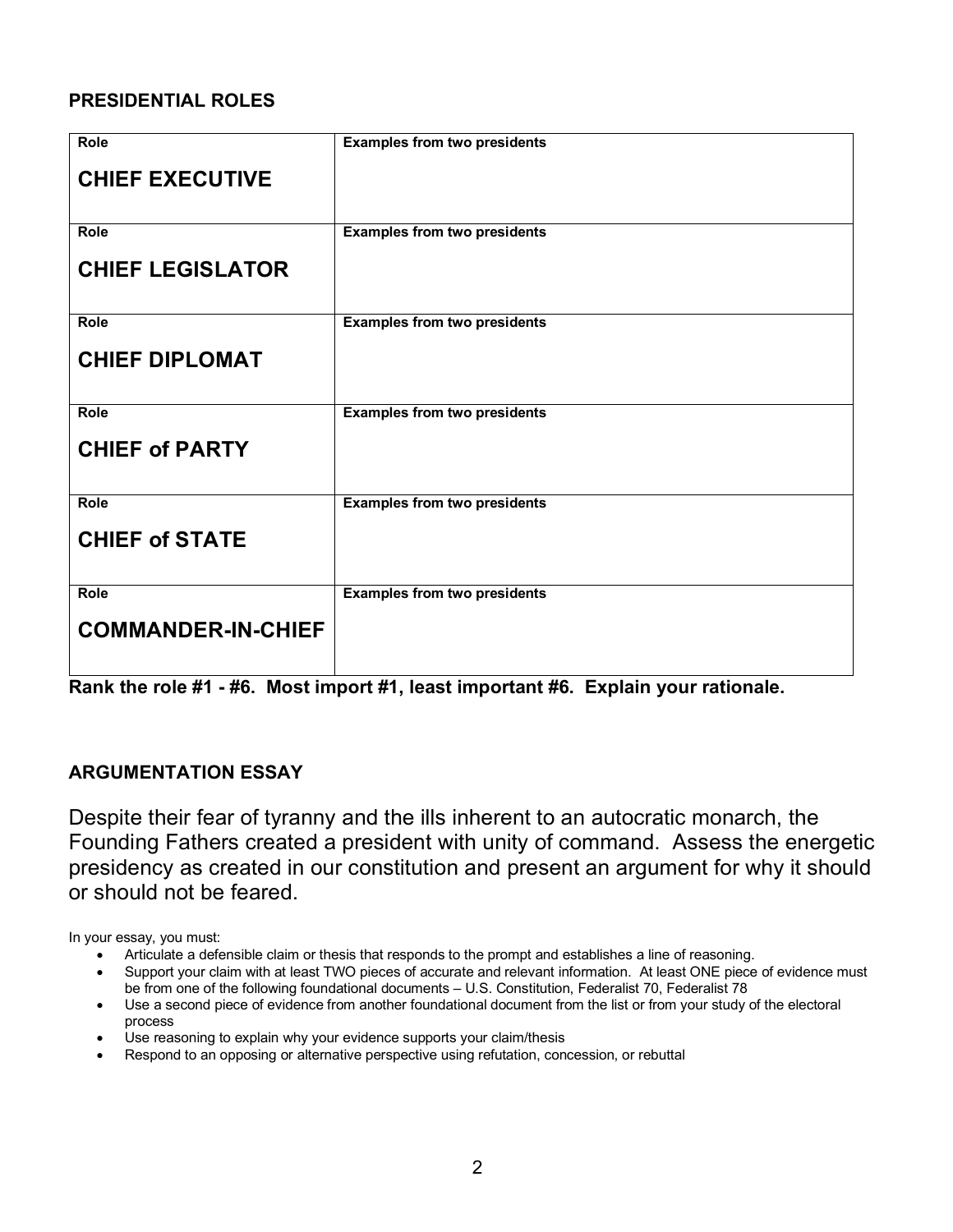**PRESIDENTIAL ROLES**

| Role | Examples from two presidents |
|---|---|
| Role **CHIEF EXECUTIVE** | Examples from two presidents |
| Role **CHIEF LEGISLATOR** | Examples from two presidents |
| Role **CHIEF DIPLOMAT** | Examples from two presidents |
| Role **CHIEF of PARTY** | Examples from two presidents |
| Role **CHIEF of STATE** | Examples from two presidents |
| Role **COMMANDER-IN-CHIEF** | Examples from two presidents |

**Rank the role #1 - #6. Most import #1, least important #6. Explain your rationale.**

**ARGUMENTATION ESSAY**

Despite their fear of tyranny and the ills inherent to an autocratic monarch, the Founding Fathers created a president with unity of command. Assess the energetic presidency as created in our constitution and present an argument for why it should or should not be feared.

In your essay, you must:

- Articulate a defensible claim or thesis that responds to the prompt and establishes a line of reasoning.
- Support your claim with at least TWO pieces of accurate and relevant information. At least ONE piece of evidence must be from one of the following foundational documents – U.S. Constitution, Federalist 70, Federalist 78
- Use a second piece of evidence from another foundational document from the list or from your study of the electoral process
- Use reasoning to explain why your evidence supports your claim/thesis
- Respond to an opposing or alternative perspective using refutation, concession, or rebuttal